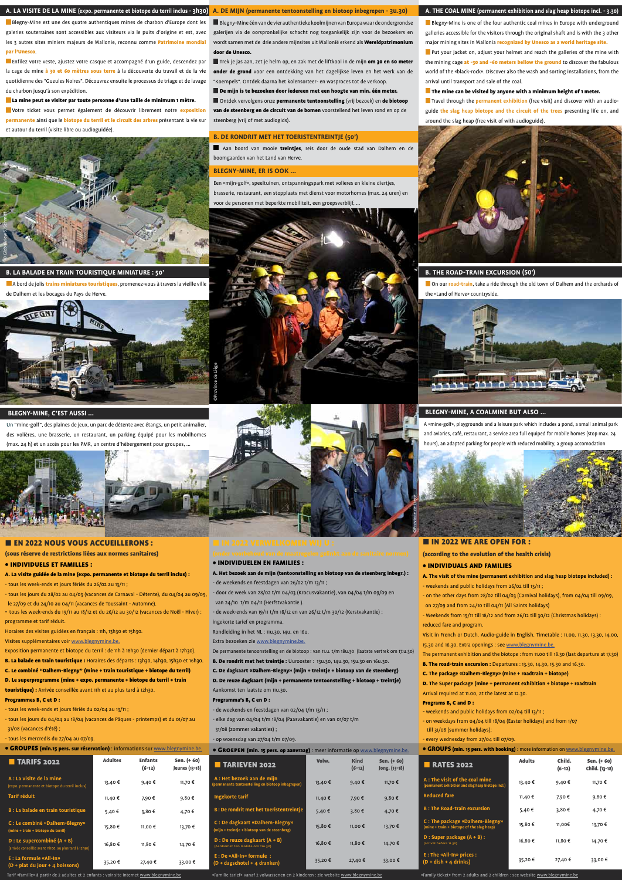## A. LA VISITE DE LA MINE (expo. permanente et biotope du terril inclus - 3h30)

Blegny-Mine est une des quatre authentiques mines de charbon d'Europe dont les galeries souterraines sont accessibles aux visiteurs via le puits d'origine et est, avec les 3 autres sites miniers majeurs de Wallonie, reconnu comme **Patrimoine mondial par l'Unesco**.

Enfilez votre veste, ajustez votre casque et accompagné d'un guide, descendez par la cage de mine **à 30 et 60 mètres sous terre** à la découverte du travail et de la vie quotidienne des "Gueules Noires". Découvrez ensuite le processus de triage et de lavage du charbon jusqu'à son expédition.

**La mine peut se visiter par toute personne d'une taille de minimum 1 mètre.**

Votre ticket vous permet également de découvrir librement notre **exposition permanente** ainsi que le **biotope du terril et le circuit des arbres** présentant la vie sur et autour du terril (visite libre ou audioguidée).

## B. LA BALADE EN TRAIN TOURISTIQUE MINIATURE : 50'

A bord de jolis **trains miniatures touristiques**, promenez-vous à travers la vieille ville de Dalhem et les bocages du Pays de Herve.

## BLEGNY-MINE, C'EST AUSSI ...

Un "mine-golf", des plaines de jeux, un parc de détente avec étangs, un petit animalier, des volières, une brasserie, un restaurant, un parking équipé pour les mobilhomes (max. 24 h) et un accès pour les PMR, un centre d'hébergement pour groupes, ...

## EN 2022 NOUS VOUS ACCUEILLERONS :

**(sous réserve de restrictions liées aux normes sanitaires)**

**• INDIVIDUELS ET FAMILLES :**

**A. La visite guidée de la mine (expo. permanente et biotope du terril inclus) :**

- tous les week-ends et jours fériés du 26/02 au 13/11 ;
- tous les jours du 28/02 au 04/03 (vacances de Carnaval - Détente), du 04/04 au 09/09, le 27/09 et du 24/10 au 04/11 (vacances de Toussaint - Automne).
- tous les week-ends du 19/11 au 18/12 et du 26/12 au 30/12 (vacances de Noël - Hiver) : programme et tarif réduit.

Horaires des visites guidées en français : 11h, 13h30 et 15h30.

Visites supplémentaires voir www.blegnymine.be.

Exposition permanente et biotope du terril : de 11h à 18h30 (dernier départ à 17h30).

**B. La balade en train touristique :** Horaires des départs : 13h30, 14h30, 15h30 et 16h30.

**C. Le combiné "Dalhem-Blegny" (mine + train touristique + biotope du terril)**

**D. Le superprogramme (mine + expo. permanente + biotope du terril + train touristique) :** Arrivée conseillée avant 11h et au plus tard à 12h30.

**Programmes B, C et D :**

- tous les week-ends et jours fériés du 02/04 au 13/11 ;
- tous les jours du 04/04 au 18/04 (vacances de Pâques - printemps) et du 01/07 au 31/08 (vacances d'été) ;
- tous les mercredis du 27/04 au 07/09.

**• GROUPES (min. 15 pers. sur réservation)** : informations sur www.blegnymine.be.

| TARIFS 2022 | Adultes | Enfants (6-12) | Sen. (+ 60) Jeunes (13-18) |
|---|---|---|---|
| **A : La visite de la mine** (expo. permanente et biotope du terril inclus) | 13,40 € | 9,40 € | 11,70 € |
| **Tarif réduit** | 11,40 € | 7,90 € | 9,80 € |
| **B : La balade en train touristique** | 5,40 € | 3,80 € | 4,70 € |
| **C : Le combiné «Dalhem-Blegny»** (mine + train + biotope du terril) | 15,80 € | 11,00 € | 13,70 € |
| **D : Le supercombiné (A + B)** (arrivée conseillée avant 11h00, au plus tard à 12h30) | 16,80 € | 11,80 € | 14,70 € |
| **E : La formule «All-In» (D + plat du jour + 4 boissons)** | 35,20 € | 27,40 € | 33,00 € |

Tarif «famille» à partir de 2 adultes et 2 enfants : voir site internet www.blegnymine.be

## A. DE MIJN (permanente tentoonstelling en biotoop inbegrepen - 3u.30)

Blegny-Mine één van de vier authentieke koolmijnen van Europa waar de ondergrondse galerijen via de oorspronkelijke schacht nog toegankelijk zijn voor de bezoekers en wordt samen met de drie andere mijnsites uit Wallonië erkend als **Wereldpatrimonium door de Unesco.**

Trek je jas aan, zet je helm op, en zak met de liftkooi in de mijn **om 30 en 60 meter onder de grond** voor een ontdekking van het dagelijkse leven en het werk van de "Koempels". Ontdek daarna het kolensorteer- en wasproces tot de verkoop.

**De mijn is te bezoeken door iedereen met een hoogte van min. één meter.**

Ontdek vervolgens onze **permanente tentoonstelling** (vrij bezoek) en **de biotoop van de steenberg en de circuit van de bomen** voorstellend het leven rond en op de steenberg (vrij of met audiogids).

## B. DE RONDRIT MET HET TOERISTENTREINTJE (50')

Aan boord van mooie **treintjes**, reis door de oude stad van Dalhem en de boomgaarden van het Land van Herve.

## BLEGNY-MINE, ER IS OOK ...

Een «mijn-golf», speeltuinen, ontspanningspark met volieres en kleine diertjes, brasserie, restaurant, een stopplaats met dienst voor motorhomes (max. 24 uren) en voor de personen met beperkte mobiliteit, een groepsverblijf, ...

## IN 2022 VERWELKOMEN WIJ U :

**(onder voorbehoud van de maatregelen gelinkt aan de sanitaire normen)**

**• INDIVIDUELEN EN FAMILIES :**

**A. Het bezoek aan de mijn (tentoonstelling en biotoop van de steenberg inbegr.) :**

- de weekends en feestdagen van 26/02 t/m 13/11 ;
- door de week van 28/02 t/m 04/03 (Krocusvakantie), van 04/04 t/m 09/09 en van 24/10 t/m 04/11 (Herfstvakantie ).
- de week-ends van 19/11 t/m 18/12 en van 26/12 t/m 30/12 (Kerstvakantie) : ingekorte tarief en programma.

Rondleiding in het NL : 11u.30, 14u. en 16u.

Extra bezoeken zie www.blegnymine.be.

De permanente tentoonstelling en de biotoop : van 11.u. t/m 18u.30 (laatste vertrek om 17.u.30)

**B. De rondrit met het treintje :** Uurooster : 13u.30, 14u.30, 15u.30 en 16u.30.

**C. De dagkaart «Dalhem-Blegny» (mijn + treintje + biotoop van de steenberg)**

**D. De reuze dagkaart (mijn + permanente tentoonstelling + biotoop + treintje)**

Aankomst ten laatste om 11u.30.

**Programma's B, C en D :**

- de weekends en feestdagen van 02/04 t/m 13/11 ;
- elke dag van 04/04 t/m 18/04 (Paasvakantie) en van 01/07 t/m 31/08 (zommer vakanties) ;
- op woensdag van 27/04 t/m 07/09.

**• GROEPEN (min. 15 pers. op aanvraag)** : meer informatie op www.blegnymine.be.

| TARIEVEN 2022 | Volw. | Kind (6-12) | Sen. (+ 60) Jong. (13-18) |
|---|---|---|---|
| **A : Het bezoek aan de mijn** (permanente tentoonstelling en biotoop inbegrepen) | 13,40 € | 9,40 € | 11,70 € |
| **Ingekorte tarif** | 11,40 € | 7,90 € | 9,80 € |
| **B : De rondrit met het toeristentreintje** | 5,40 € | 3,80 € | 4,70 € |
| **C : De dagkaart «Dalhem-Blegny»** (mijn + treintje + biotoop van de steenberg) | 15,80 € | 11,00 € | 13,70 € |
| **D : De reuze dagkaart (A + B)** (Aankomst ten laatste om 11u.30) | 16,80 € | 11,80 € | 14,70 € |
| **E : De «All-In» formule : (D + dagschotel + 4 dranken)** | 35,20 € | 27,40 € | 33,00 € |

«Familie tarief» vanaf 2 volwassenen en 2 kinderen : zie website www.blegnymine.be

## A. THE COAL MINE (permanent exhibition and slag heap biotope incl. - 3.30)

Blegny-Mine is one of the four authentic coal mines in Europe with underground galleries accessible for the visitors through the original shaft and is with the 3 other major mining sites in Wallonia **recognized by Unesco as a world heritage site.**

Put your jacket on, adjust your helmet and reach the galleries of the mine with the mining cage **at -30 and -60 meters bellow the ground** to discover the fabulous world of the «black-rock». Discover also the wash and sorting installations, from the arrival until transport and sale of the coal.

**The mine can be visited by anyone with a minimum height of 1 meter.**

Travel through the **permanent exhibition** (free visit) and discover with an audio-guide **the slag heap biotope and the circuit of the trees** presenting life on, and around the slag heap (free visit of with audioguide).

## B. THE ROAD-TRAIN EXCURSION (50')

On our **road-train**, take a ride through the old town of Dalhem and the orchards of the «Land of Herve» countryside.

## BLEGNY-MINE, A COALMINE BUT ALSO ...

A «mine-golf», playgrounds and a leisure park which includes a pond, a small animal park and aviaries, café, restaurant, a service area full equiped for mobile homes (stop max. 24 hours), an adapted parking for people with reduced mobility, a group accomodation

## IN 2022 WE ARE OPEN FOR :

**(according to the evolution of the health crisis)**

**• INDIVIDUALS AND FAMILIES**

**A. The visit of the mine (permanent exhibition and slag heap biotope included) :**

- weekends and public holidays from 26/02 till 13/11 ;
- on the other days from 28/02 till 04/03 (Carnival holidays), from 04/04 till 09/09, on 27/09 and from 24/10 till 04/11 (All Saints holidays)
- Weekends from 19/11 till 18/12 and from 26/12 till 30/12 (Christmas holidays) : reduced fare and program.

Visit in French or Dutch. Audio-guide in English. Timetable : 11.00, 11.30, 13.30, 14.00, 15.30 and 16.30. Extra openings : see www.blegnymine.be.

The permanent exhibition and the biotope : from 11.00 till 18.30 (last departure at 17.30)

**B. The road-train excursion :** Departures : 13.30, 14.30, 15.30 and 16.30.

**C. The package «Dalhem-Blegny» (mine + roadtrain + biotope)**

**D. The Super package (mine + permanent exhibition + biotope + roadtrain**

Arrival required at 11.00, at the latest at 12.30.

**Programs B, C and D :**

- weekends and public holidays from 02/04 till 13/11 ;
- on weekdays from 04/04 till 18/04 (Easter holidays) and from 1/07 till 31/08 (summer holidays);
- every wednesday from 27/04 till 07/09.

**• GROUPS (min. 15 pers. with booking)** : more information on www.blegnymine.be.

| RATES 2022 | Adults | Child. (6-12) | Sen. (+ 60) Child. (13-18) |
|---|---|---|---|
| **A : The visit of the coal mine** (permanent exhibition and slag heap biotope incl.) | 13,40 € | 9,40 € | 11,70 € |
| **Reduced fare** | 11,40 € | 7,90 € | 9,80 € |
| **B : The Road-train excursion** | 5,40 € | 3,80 € | 4,70 € |
| **C : The package «Dalhem-Blegny»** (mine + train + biotope of the slag heap) | 15,80 € | 11,00€ | 13,70 € |
| **D : Super package (A + B) :** (Arrival before 11.30) | 16,80 € | 11,80 € | 14,70 € |
| **E : The «All-In» prices : (D + dish + 4 drinks)** | 35,20 € | 27,40 € | 33,00 € |

«Family ticket» from 2 adults and 2 children : see website www.blegnymine.be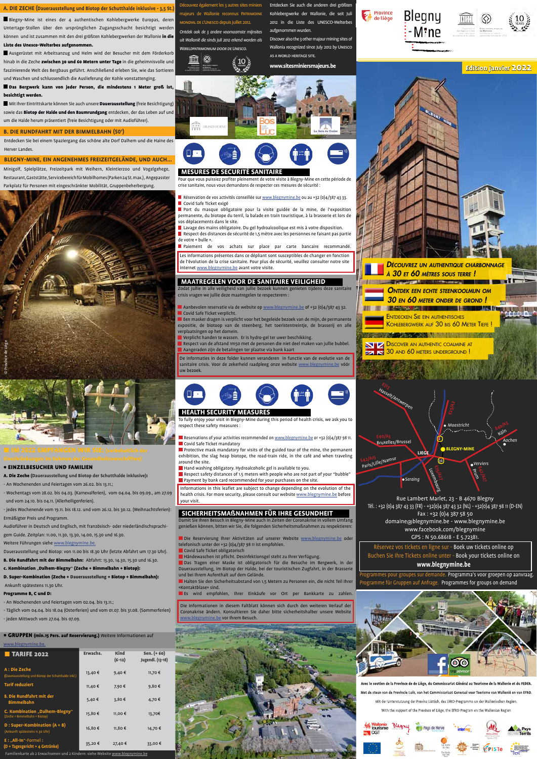## A. DIE ZECHE (Daueraustellung und Biotop der Schutthalde inklusive - 3,5 St.)

Blegny-Mine ist eines der 4 authentischen Kohlebergwerke Europas, deren Untertage-Stollen über den ursprünglichen Zugangsschacht besichtigt werden können und ist zusammen mit den drei größten Kohlebergwerken der Wallonie **in die Liste des Unesco-Welterbes aufgenommen.**

Ausgerüstet mit Arbeitsanzug und Helm wird der Besucher mit dem Förderkorb hinab in die Zeche **zwischen 30 und 60 Metern unter Tage** in die geheimnisvolle und faszinierende Welt des Bergbaus geführt. Anschließend erleben Sie, wie das Sortieren und Waschen und schlussendlich die Auslieferung der Kohle vonstattenging.

**Das Bergwerk kann von jeder Person, die mindestens 1 Meter groß ist, besichtigt werden.**

Mit Ihrer Eintrittskarte können Sie auch unsere **Dauerausstellung** (freie Besichtigung) sowie das **Biotop der Halde und den Baumrundgang** entdecken, der das Leben auf und um die Halde herum präsentiert (freie Besichtigung oder mit Audioführer).

## B. DIE RUNDFAHRT MIT DER BIMMELBAHN (50')

Entdecken Sie bei einem Spaziergang das schöne alte Dorf Dalhem und die Haine des Herver Landes.

## BLEGNY-MINE, EIN ANGENEHMES FREIZEITGELÄNDE, UND AUCH...

Minigolf, Spielplätze, Freizeitpark mit Weihern, Kleintierzoo und Vogelgehege, Restaurant, Gaststätte, Servicebereich für Mobilhomes (Parken 24 St. max.), Angepasster Parkplatz für Personen mit eingeschränkter Mobilität, Gruppenbeherbergung.

© Province de Liège

## IM 2022 EMPFANGEN WIR SIE: (vorbehaltlich der Einschränkungen im Rahmen der Gesundheitsmaßnahmen)

### • EINZELBESUCHER UND FAMILIEN

**A. Die Zeche (Daueraustellung und Biotop der Schutthalde inklusive):**

- An Wochenenden und Feiertagen vom 26.02. bis 13.11.;
- Wochentags vom 28.02. bis 04.03. (Karnevalferien), vom 04.04. bis 09.09., am 27.09 und vom 24.10. bis 04.11. (Allerheiligenferien).
- jedes Wochenende vom 19.11. bis 18.12. und vom 26.12. bis 30.12. (Weihnachtsferien): Ermäßigter Preis und Programm.

Audioführer in Deutsch und Englisch, mit französisch- oder niederländischsprachigem Guide. Zeitplan: 11.00, 11.30, 13.30, 14.00, 15.30 und 16.30.

Weitere Führungen siehe www.blegnymine.be.

Dauerausstellung und Biotop: von 11.00 bis 18.30 Uhr (letzte Abfahrt um 17.30 Uhr).

**B. Die Rundfahrt mit der Bimmelbahn:** Abfahrt: 13.30, 14.30, 15.30 und 16.30.

**C. Kombination „Dalhem-Blegny" (Zeche + Bimmelbahn + Biotop):**

**D. Super-Kombination (Zeche + Dauerausstellung + Biotop + Bimmelbahn):**

Ankunft spätestens 11.30 Uhr.

**Programme B, C und D:**

- An Wochenenden und Feiertagen vom 02.04. bis 13.11.;
- Täglich vom 04.04. bis 18.04 (Osterferien) und vom 01.07. bis 31.08. (Sommerferien)
- jeden Mittwoch vom 27.04. bis 07.09.

### • GRUPPEN (min.15 Pers. auf Reservierung.) Weitere Informationen auf www.blegnymine.be.

### TARIFE 2022

| | Erwachs. | Kind (6-12) | Sen. (+ 60) Jugendl. (13-18) |
|---|---|---|---|
| **A : Die Zeche** (Daueraustellung und Biotop der Schutthalde inkl.) | 13,40 € | 9,40 € | 11,70 € |
| **Tarif reduziert** | 11,40 € | 7,90 € | 9,80 € |
| **B. Die Rundfahrt mit der Bimmelbahn** | 5,40 € | 3,80 € | 4,70 € |
| **C. Kombination „Dalhem-Blegny"** (Zeche + Bimmelbahn + Biotop) | 15,80 € | 11,00 € | 13,70€ |
| **D : Super-Kombination (A + B)** (Ankunft spätestens 11.30 Uhr) | 16,80 € | 11,80 € | 14,70 € |
| **E : „All-In"-Formel :** (D + Tagesgericht + 4 Getränke) | 35,20 € | 27,40 € | 33,00 € |

Familienkarte ab 2 Erwachsenen und 2 Kindern: siehe Website www.blegnymine.be

---

*Découvrez également les 3 autres sites miniers majeurs de Wallonie reconnus* PATRIMOINE MONDIAL DE L'UNESCO *depuis juillet 2012.*

*Ontdek ook de 3 andere voornaamste mijnsites uit Wallonië die sinds juli 2012 erkend worden als* WERELDPATRIMONIUM DOOR DE UNESCO.

Entdecken Sie auch die anderen drei größten Kohlebergwerke der Wallonie, die seit Juli 2012 in die Liste des UNESCO-Welterbes aufgenommen wurden.

Discover also the 3 other majour mining sites of Wallonia recognized since July 2012 by UNESCO AS A WORLD HERITAGE SITE.

**www.sitesminiersmajeurs.be**

GRAND-HORNU · Bois du Luc · Le Bois du Cazier

## MESURES DE SÉCURITÉ SANITAIRE

Pour que vous puissiez profiter pleinement de votre visite à Blegny-Mine en cette période de crise sanitaire, nous vous demandons de respecter ces mesures de sécurité :

- Réservation de vos activités conseillée sur www.blegnymine.be ou au +32 (0)4/387 43 33.
- Covid Safe Ticket exigé
- Port du masque obligatoire pour la visite guidée de la mine, de l'exposition permanente, du biotope du terril, la balade en train touristique, à la brasserie et lors de vos déplacements dans le site.
- Lavage des mains obligatoire. Du gel hydroalcoolique est mis à votre disposition.
- Respect des distances de sécurité de 1,5 mètre avec les personnes ne faisant pas partie de votre « bulle ».
- Paiement de vos achats sur place par carte bancaire recommandé.

Les informations présentes dans ce dépliant sont susceptibles de changer en fonction de l'évolution de la crise sanitaire. Pour plus de sécurité, veuillez consulter notre site internet www.blegnymine.be avant votre visite.

## MAATREGELEN VOOR DE SANITAIRE VEILIGHEID

Zodat jullie in alle veiligheid van jullie bezoek kunnen genieten tijdens deze sanitaire crisis vragen we jullie deze maatregelen te respecteren :

- Aanbevolen reservatie via de website op www.blegnymine.be of +32 (0)4/387 43 32.
- Covid Safe Ticket verplicht.
- Een masker dragen is verplicht voor het begeleide bezoek van de mijn, de permanente expositie, de biotoop van de steenberg, het toeristentreintje, de brasserij en alle verplaatsingen op het domein.
- Verplicht handen te wassen. Er is hydro-gel ter uwer beschikking.
- Respect van de afstand 1m50 met de personen die niet deel maken van jullie bubbel.
- Aangeraden zijn de betalingen ter plaatse via bank kaart

De informaties in deze folder kunnen veranderen in functie van de evolutie van de sanitaire crisis. Voor de zekerheid raadpleeg onze website www.blegnymine.be vóór uw bezoek.

## HEALTH SECURITY MEASURES

To fully enjoy your visit in Blegny-Mine during this period of health crisis, we ask you to respect these safety measures :

- Reservations of your activities recommended on www.blegnymine.be or +32 (0)4/387 98 11.
- Covid Safe Ticket mandatory
- Protective mask mandatory for visits of the guided tour of the mine, the permanent exhibition, the slag heap biotope, the road-train ride, in the café and when traveling around the site.
- Hand washing obligatory. Hydroalcoholic gel is available to you.
- Respect safety distances of 1.5 meters with people who are not part of your "bubble"
- Payment by bank card recommended for your purchases on the site.

Informations in this leaflet are subject to change depending on the evolution of the health crisis. For more security, please consult our website www.blegnymine.be before your visit.

## SICHERHEITSMAẞNAHMEN FÜR IHRE GESUNDHEIT

Damit Sie Ihren Besuch in Blegny-Mine auch in Zeiten der Coronakrise in vollem Umfang genießen können, bitten wir Sie, die folgenden Sicherheitsmaßnahmen zu respektieren:

- Die Reservierung Ihrer Aktivitäten auf unserer Website www.blegnymine.be oder telefonisch unter der +32 (0)4/387 98 11 ist empfohlen.
- Covid Safe Ticket obligatorisch
- Händewaschen ist pflicht. Desinfektionsgel steht zu Ihrer Verfügung.
- Das Tragen einer Maske ist obligatorisch für die Besuche im Bergwerk, in der Dauerausstellung, im Biotop der Halde, bei der touristischen Zugfahrt, in der Brasserie und bei Ihrem Aufenthalt auf dem Gelände.
- Halten Sie den Sicherheitsabstand von 1,5 Metern zu Personen ein, die nicht Teil Ihrer «Kontaktblase» sind.
- Es wird empfohlen, Ihre Einkäufe vor Ort per Bankkarte zu zahlen.

Die Informationen in diesem Faltblatt können sich durch den weiteren Verlauf der Coronakrise ändern. Konsultieren Sie daher bitte sicherheitshalber unsere Website www.blegnymine.be vor Ihrem Besuch.

© Globalview S. Schmitt

---

Province de Liège

# Blegny-Mine

**Edition janvier 2022**

DÉCOUVREZ UN AUTHENTIQUE CHARBONNAGE À 30 ET 60 MÈTRES SOUS TERRE !

ONTDEK EEN ECHTE STEENKOOLMIJN OM 30 EN 60 METER ONDER DE GROND !

ENTDECKEN SIE EIN AUTHENTISCHES KOHLEBERGWERK AUF 30 BIS 60 METER TIEFE !

DISCOVER AN AUTHENTIC COALMINE AT 30 AND 60 METERS UNDERGROUND !

E313 Hasselt/Antwerpen · E25/A2 · Maastricht · E40/A3 Köln · Aachen · E40/A3 Bruxelles/Brussel · LIEGE · BLEGNY-MINE · E42/A15 Paris/Lille/Namur · Seraing · E25/A26 Luxembourg · Verviers · E42/A27 Prüm

Rue Lambert Marlet, 23 - B 4670 Blegny

Tél. : +32 (0)4 387 43 33 (FR) - +32(0)4 387 43 32 (NL) - +32(0)4 387 98 11 (D-EN)

Fax : +32 (0)4 387 58 50

domaine@blegnymine.be - www.blegnymine.be

www.facebook.com/blegnymine

GPS : N 50.68618 - E 5.72381.

Réservez vos tickets en ligne sur - Boek uw tickets online op

Buchen Sie Ihre Tickets online unter - Book your tickets online on

**www.blegnymine.be**

Programmes pour groupes sur demande. Programma's voor groepen op aanvraag.

Programme für Gruppen auf Anfrage. Programmes for groups on demand

**Avec le soutien de la Province de Liège, du Commissariat Général au Tourisme de la Wallonie et du FEDER.**

**Met de steun van de Provincie Luik, van het Commissariaat Generaal voor Toerisme van Wallonië en van EFRO.**

Mit der Unterstützung der Provinz Lüttich, des EFRO-Programms und der Wallonischen Region.

With the support of the Province of Liège, the EFRO-Program en the Wallonian Region